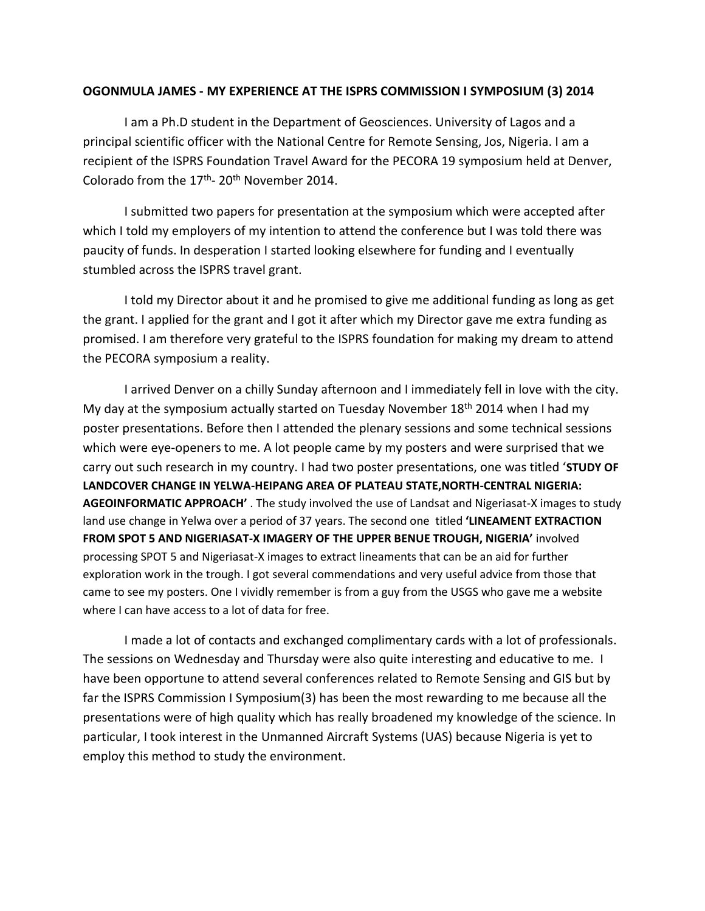**OGONMULA JAMES - MY EXPERIENCE AT THE ISPRS COMMISSION I SYMPOSIUM (3) 2014**

I am a Ph.D student in the Department of Geosciences. University of Lagos and a principal scientific officer with the National Centre for Remote Sensing, Jos, Nigeria. I am a recipient of the ISPRS Foundation Travel Award for the PECORA 19 symposium held at Denver, Colorado from the 17th- 20th November 2014.

I submitted two papers for presentation at the symposium which were accepted after which I told my employers of my intention to attend the conference but I was told there was paucity of funds. In desperation I started looking elsewhere for funding and I eventually stumbled across the ISPRS travel grant.

I told my Director about it and he promised to give me additional funding as long as get the grant. I applied for the grant and I got it after which my Director gave me extra funding as promised. I am therefore very grateful to the ISPRS foundation for making my dream to attend the PECORA symposium a reality.

I arrived Denver on a chilly Sunday afternoon and I immediately fell in love with the city. My day at the symposium actually started on Tuesday November 18th 2014 when I had my poster presentations. Before then I attended the plenary sessions and some technical sessions which were eye-openers to me. A lot people came by my posters and were surprised that we carry out such research in my country. I had two poster presentations, one was titled '**STUDY OF LANDCOVER CHANGE IN YELWA-HEIPANG AREA OF PLATEAU STATE,NORTH-CENTRAL NIGERIA: AGEOINFORMATIC APPROACH'** . The study involved the use of Landsat and Nigeriasat-X images to study land use change in Yelwa over a period of 37 years. The second one titled **'LINEAMENT EXTRACTION FROM SPOT 5 AND NIGERIASAT-X IMAGERY OF THE UPPER BENUE TROUGH, NIGERIA'** involved processing SPOT 5 and Nigeriasat-X images to extract lineaments that can be an aid for further exploration work in the trough. I got several commendations and very useful advice from those that came to see my posters. One I vividly remember is from a guy from the USGS who gave me a website where I can have access to a lot of data for free.

I made a lot of contacts and exchanged complimentary cards with a lot of professionals. The sessions on Wednesday and Thursday were also quite interesting and educative to me. I have been opportune to attend several conferences related to Remote Sensing and GIS but by far the ISPRS Commission I Symposium(3) has been the most rewarding to me because all the presentations were of high quality which has really broadened my knowledge of the science. In particular, I took interest in the Unmanned Aircraft Systems (UAS) because Nigeria is yet to employ this method to study the environment.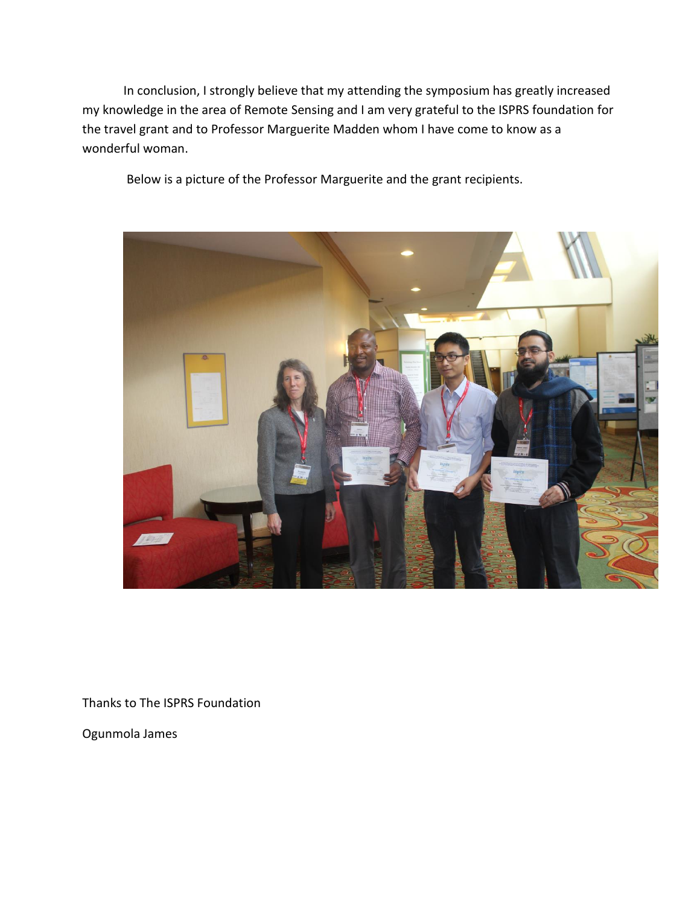In conclusion, I strongly believe that my attending the symposium has greatly increased my knowledge in the area of Remote Sensing and I am very grateful to the ISPRS foundation for the travel grant and to Professor Marguerite Madden whom I have come to know as a wonderful woman.

Below is a picture of the Professor Marguerite and the grant recipients.

Thanks to The ISPRS Foundation

Ogunmola James